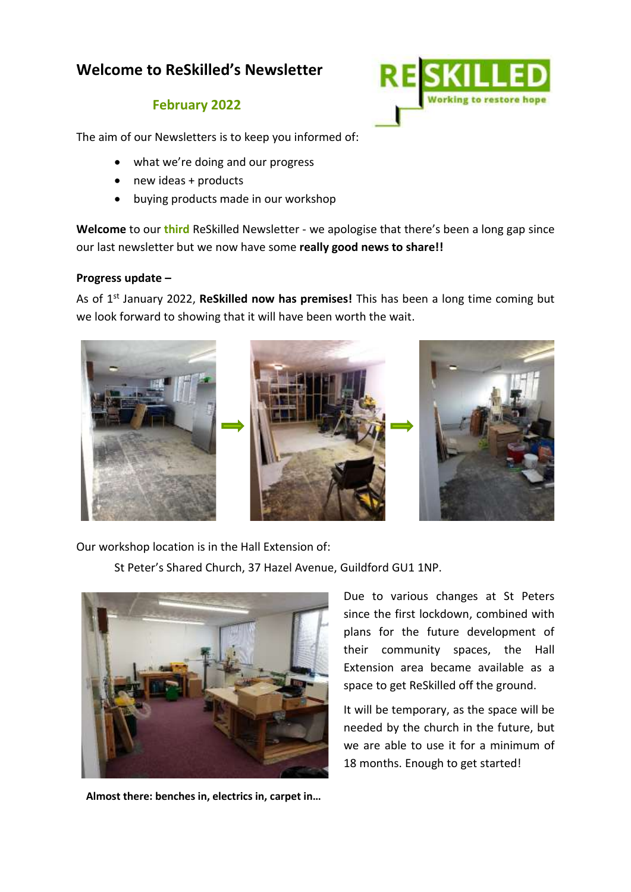# Welcome to ReSkilled's Newsletter

## February 2022

The aim of our Newsletters is to keep you informed of:

- what we're doing and our progress
- new ideas + products
- buying products made in our workshop

**Welcome** to our **third** ReSkilled Newsletter - we apologise that there's been a long gap since our last newsletter but we now have some **really good news to share!!**

**Progress update –**

As of 1st January 2022, **ReSkilled now has premises!** This has been a long time coming but we look forward to showing that it will have been worth the wait.

Our workshop location is in the Hall Extension of:

St Peter's Shared Church, 37 Hazel Avenue, Guildford GU1 1NP.

Due to various changes at St Peters since the first lockdown, combined with plans for the future development of their community spaces, the Hall Extension area became available as a space to get ReSkilled off the ground.

It will be temporary, as the space will be needed by the church in the future, but we are able to use it for a minimum of 18 months. Enough to get started!

**Almost there: benches in, electrics in, carpet in…**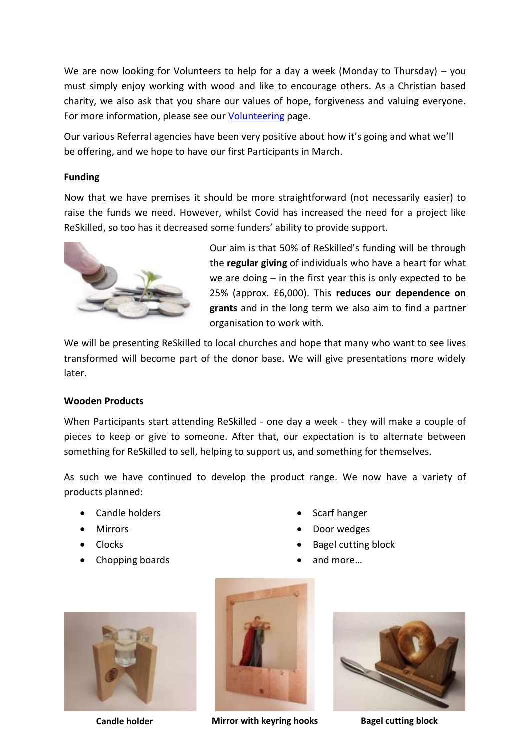We are now looking for Volunteers to help for a day a week (Monday to Thursday) – you must simply enjoy working with wood and like to encourage others. As a Christian based charity, we also ask that you share our values of hope, forgiveness and valuing everyone. For more information, please see our [Volunteering] page.

Our various Referral agencies have been very positive about how it's going and what we'll be offering, and we hope to have our first Participants in March.

**Funding**

Now that we have premises it should be more straightforward (not necessarily easier) to raise the funds we need. However, whilst Covid has increased the need for a project like ReSkilled, so too has it decreased some funders' ability to provide support.

Our aim is that 50% of ReSkilled's funding will be through the **regular giving** of individuals who have a heart for what we are doing – in the first year this is only expected to be 25% (approx. £6,000). This **reduces our dependence on grants** and in the long term we also aim to find a partner organisation to work with.

We will be presenting ReSkilled to local churches and hope that many who want to see lives transformed will become part of the donor base. We will give presentations more widely later.

**Wooden Products**

When Participants start attending ReSkilled - one day a week - they will make a couple of pieces to keep or give to someone. After that, our expectation is to alternate between something for ReSkilled to sell, helping to support us, and something for themselves.

As such we have continued to develop the product range. We now have a variety of products planned:

- Candle holders
- Mirrors
- Clocks
- Chopping boards
- Scarf hanger
- Door wedges
- Bagel cutting block
- and more…

**Candle holder**

**Mirror with keyring hooks**

**Bagel cutting block**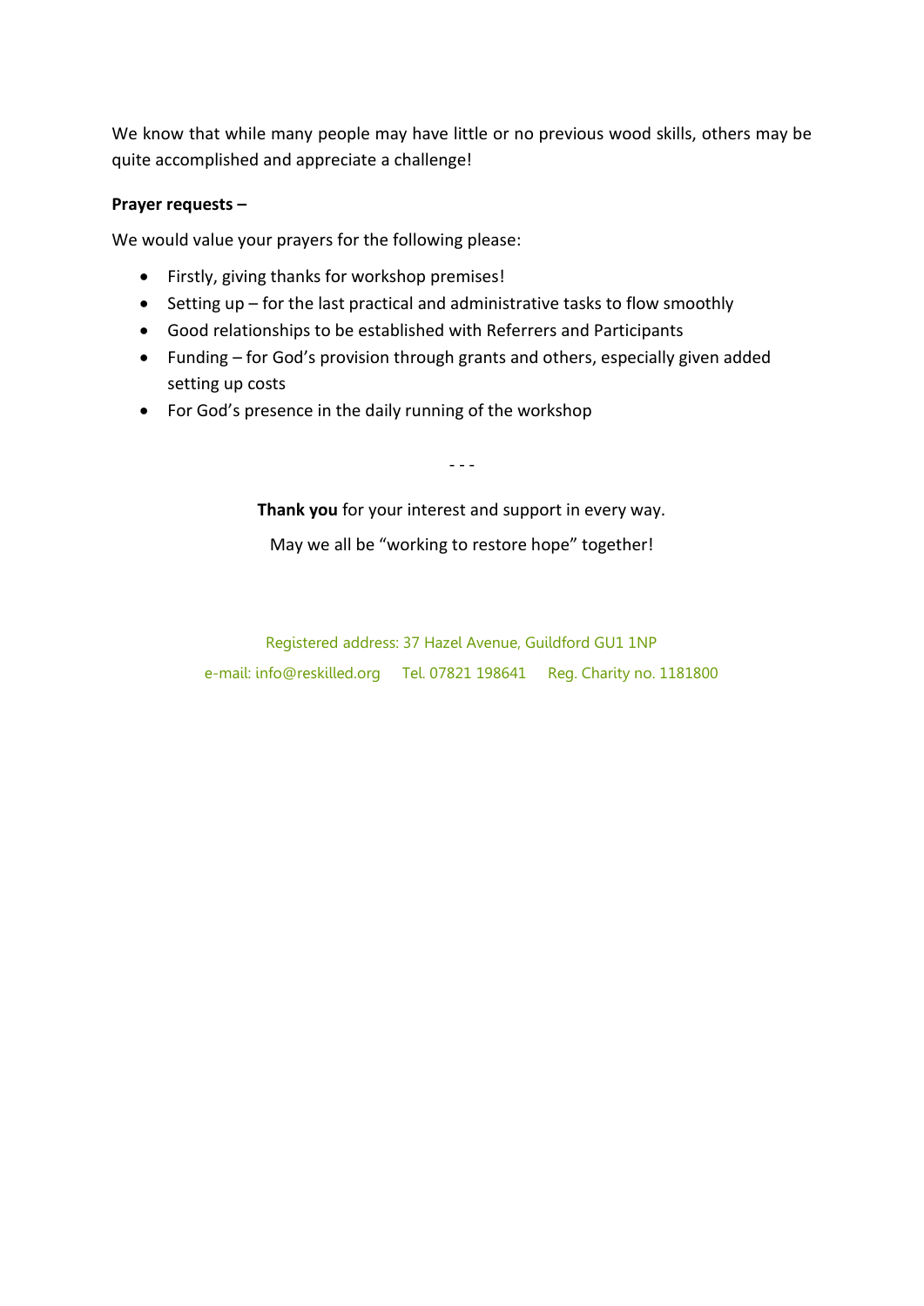We know that while many people may have little or no previous wood skills, others may be quite accomplished and appreciate a challenge!

**Prayer requests –**

We would value your prayers for the following please:

- Firstly, giving thanks for workshop premises!
- Setting up – for the last practical and administrative tasks to flow smoothly
- Good relationships to be established with Referrers and Participants
- Funding – for God's provision through grants and others, especially given added setting up costs
- For God's presence in the daily running of the workshop

- - -

**Thank you** for your interest and support in every way.

May we all be "working to restore hope" together!

Registered address: 37 Hazel Avenue, Guildford GU1 1NP

e-mail: info@reskilled.org    Tel. 07821 198641    Reg. Charity no. 1181800